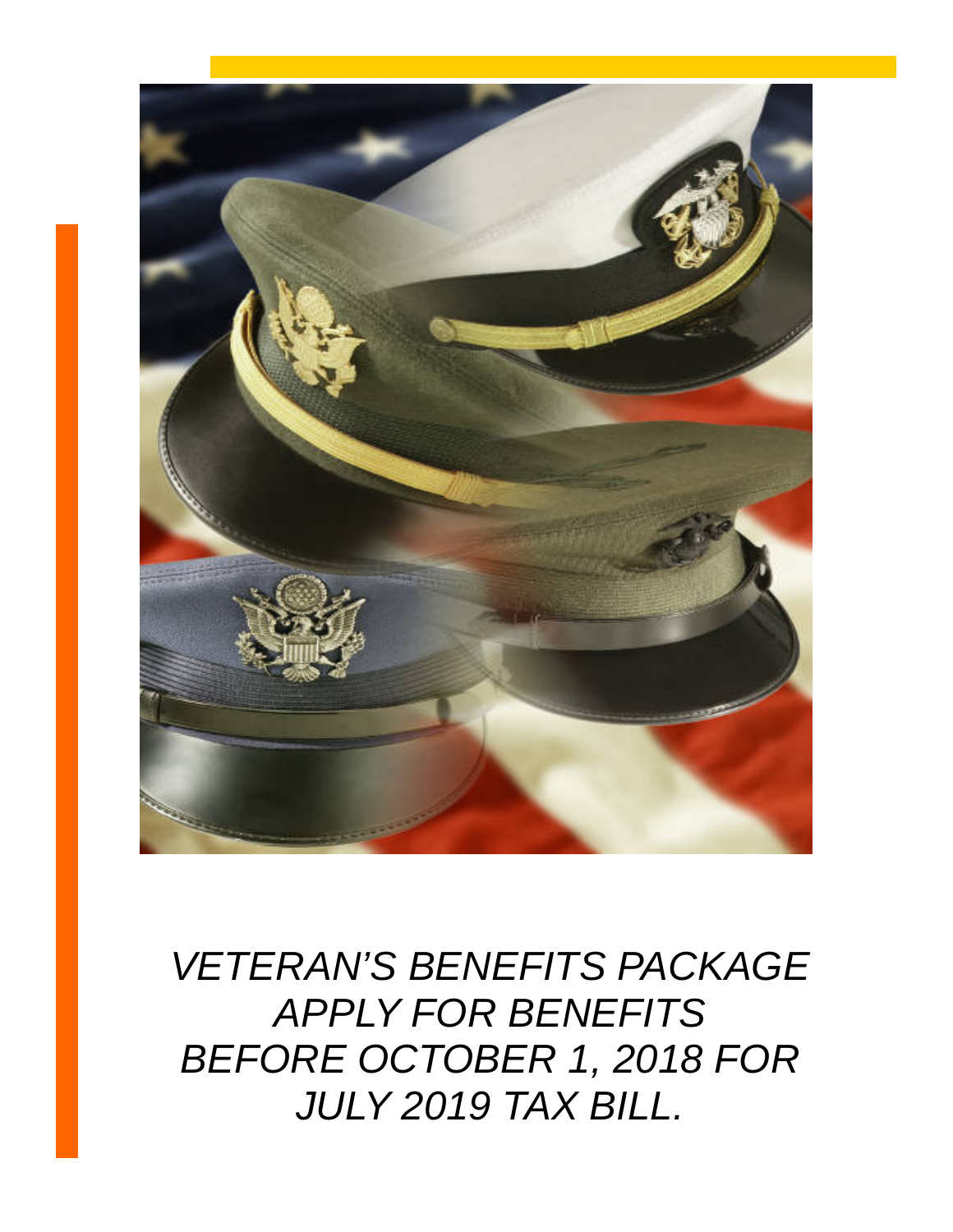*VETERAN'S BENEFITS PACKAGE*
*APPLY FOR BENEFITS*
*BEFORE OCTOBER 1, 2018 FOR*
*JULY 2019 TAX BILL.*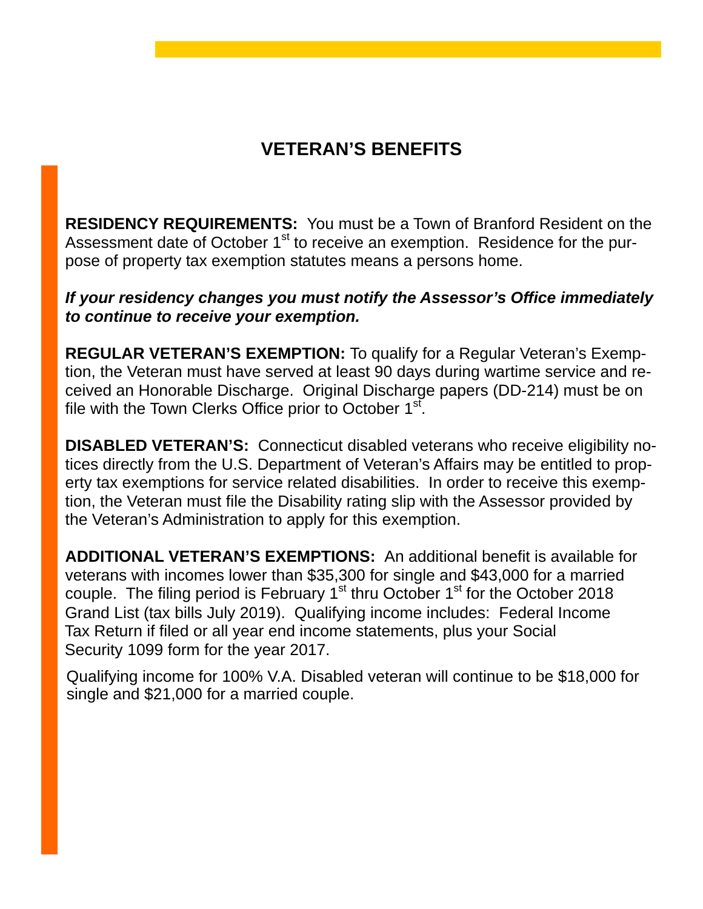# VETERAN'S BENEFITS

**RESIDENCY REQUIREMENTS:** You must be a Town of Branford Resident on the Assessment date of October 1st to receive an exemption. Residence for the purpose of property tax exemption statutes means a persons home.

***If your residency changes you must notify the Assessor's Office immediately to continue to receive your exemption.***

**REGULAR VETERAN'S EXEMPTION:** To qualify for a Regular Veteran's Exemption, the Veteran must have served at least 90 days during wartime service and received an Honorable Discharge. Original Discharge papers (DD-214) must be on file with the Town Clerks Office prior to October 1st.

**DISABLED VETERAN'S:** Connecticut disabled veterans who receive eligibility notices directly from the U.S. Department of Veteran's Affairs may be entitled to property tax exemptions for service related disabilities. In order to receive this exemption, the Veteran must file the Disability rating slip with the Assessor provided by the Veteran's Administration to apply for this exemption.

**ADDITIONAL VETERAN'S EXEMPTIONS:** An additional benefit is available for veterans with incomes lower than $35,300 for single and $43,000 for a married couple. The filing period is February 1st thru October 1st for the October 2018 Grand List (tax bills July 2019). Qualifying income includes: Federal Income Tax Return if filed or all year end income statements, plus your Social Security 1099 form for the year 2017.

Qualifying income for 100% V.A. Disabled veteran will continue to be $18,000 for single and $21,000 for a married couple.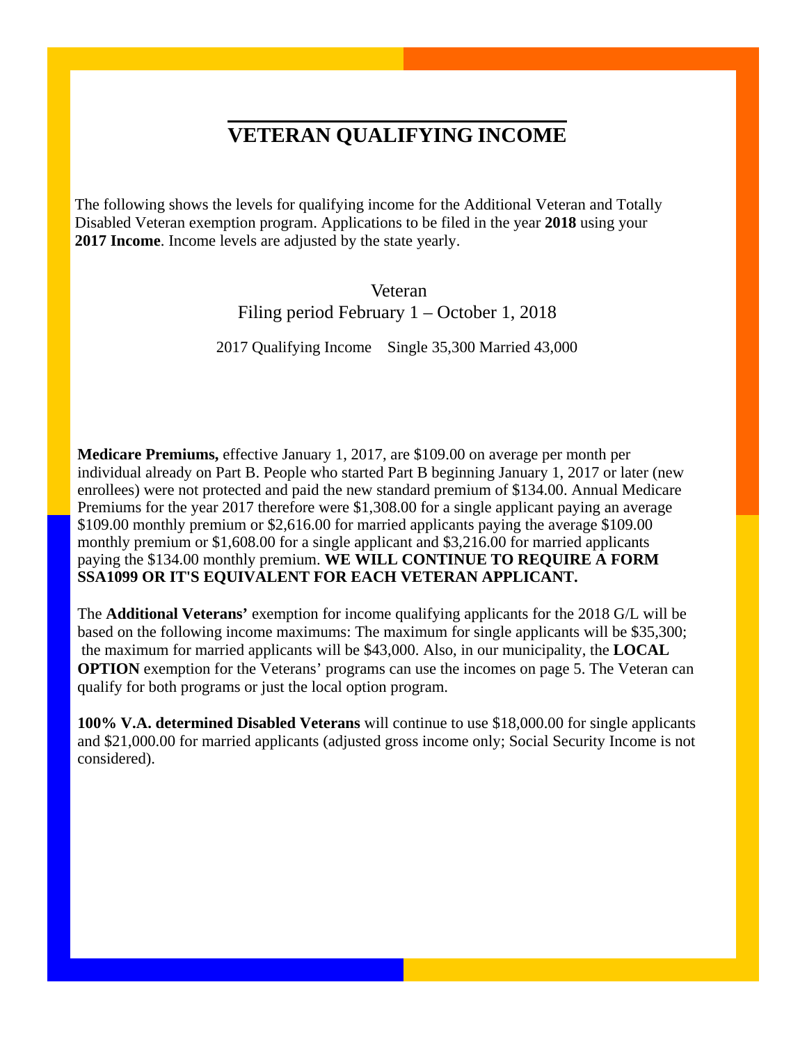# VETERAN QUALIFYING INCOME

The following shows the levels for qualifying income for the Additional Veteran and Totally Disabled Veteran exemption program. Applications to be filed in the year **2018** using your **2017 Income**. Income levels are adjusted by the state yearly.

Veteran
Filing period February 1 – October 1, 2018

2017 Qualifying Income   Single 35,300 Married 43,000

**Medicare Premiums,** effective January 1, 2017, are $109.00 on average per month per individual already on Part B. People who started Part B beginning January 1, 2017 or later (new enrollees) were not protected and paid the new standard premium of $134.00. Annual Medicare Premiums for the year 2017 therefore were $1,308.00 for a single applicant paying an average $109.00 monthly premium or $2,616.00 for married applicants paying the average $109.00 monthly premium or $1,608.00 for a single applicant and $3,216.00 for married applicants paying the $134.00 monthly premium. **WE WILL CONTINUE TO REQUIRE A FORM SSA1099 OR IT'S EQUIVALENT FOR EACH VETERAN APPLICANT.**

The **Additional Veterans'** exemption for income qualifying applicants for the 2018 G/L will be based on the following income maximums: The maximum for single applicants will be $35,300; the maximum for married applicants will be $43,000. Also, in our municipality, the **LOCAL OPTION** exemption for the Veterans' programs can use the incomes on page 5. The Veteran can qualify for both programs or just the local option program.

**100% V.A. determined Disabled Veterans** will continue to use $18,000.00 for single applicants and $21,000.00 for married applicants (adjusted gross income only; Social Security Income is not considered).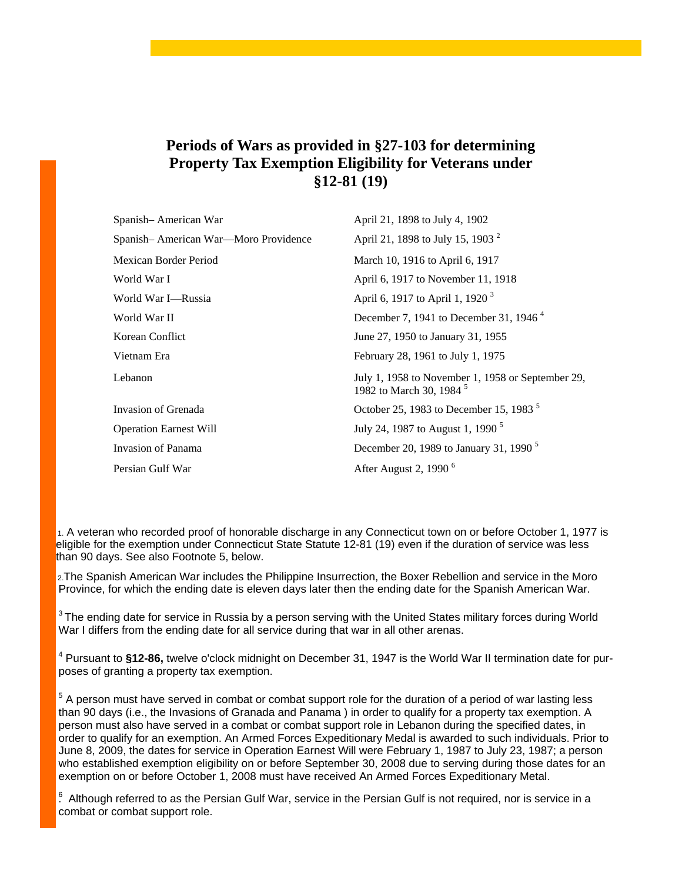# Periods of Wars as provided in §27-103 for determining Property Tax Exemption Eligibility for Veterans under §12-81 (19)

| | |
|---|---|
| Spanish– American War | April 21, 1898 to July 4, 1902 |
| Spanish– American War—Moro Providence | April 21, 1898 to July 15, 1903 [2] |
| Mexican Border Period | March 10, 1916 to April 6, 1917 |
| World War I | April 6, 1917 to November 11, 1918 |
| World War I—Russia | April 6, 1917 to April 1, 1920 [3] |
| World War II | December 7, 1941 to December 31, 1946 [4] |
| Korean Conflict | June 27, 1950 to January 31, 1955 |
| Vietnam Era | February 28, 1961 to July 1, 1975 |
| Lebanon | July 1, 1958 to November 1, 1958 or September 29, 1982 to March 30, 1984 [5] |
| Invasion of Grenada | October 25, 1983 to December 15, 1983 [5] |
| Operation Earnest Will | July 24, 1987 to August 1, 1990 [5] |
| Invasion of Panama | December 20, 1989 to January 31, 1990 [5] |
| Persian Gulf War | After August 2, 1990 [6] |

1. A veteran who recorded proof of honorable discharge in any Connecticut town on or before October 1, 1977 is eligible for the exemption under Connecticut State Statute 12-81 (19) even if the duration of service was less than 90 days. See also Footnote 5, below.

2. The Spanish American War includes the Philippine Insurrection, the Boxer Rebellion and service in the Moro Province, for which the ending date is eleven days later then the ending date for the Spanish American War.

[3] The ending date for service in Russia by a person serving with the United States military forces during World War I differs from the ending date for all service during that war in all other arenas.

[4] Pursuant to **§12-86,** twelve o'clock midnight on December 31, 1947 is the World War II termination date for purposes of granting a property tax exemption.

[5] A person must have served in combat or combat support role for the duration of a period of war lasting less than 90 days (i.e., the Invasions of Granada and Panama ) in order to qualify for a property tax exemption. A person must also have served in a combat or combat support role in Lebanon during the specified dates, in order to qualify for an exemption. An Armed Forces Expeditionary Medal is awarded to such individuals. Prior to June 8, 2009, the dates for service in Operation Earnest Will were February 1, 1987 to July 23, 1987; a person who established exemption eligibility on or before September 30, 2008 due to serving during those dates for an exemption on or before October 1, 2008 must have received An Armed Forces Expeditionary Metal.

[6]. Although referred to as the Persian Gulf War, service in the Persian Gulf is not required, nor is service in a combat or combat support role.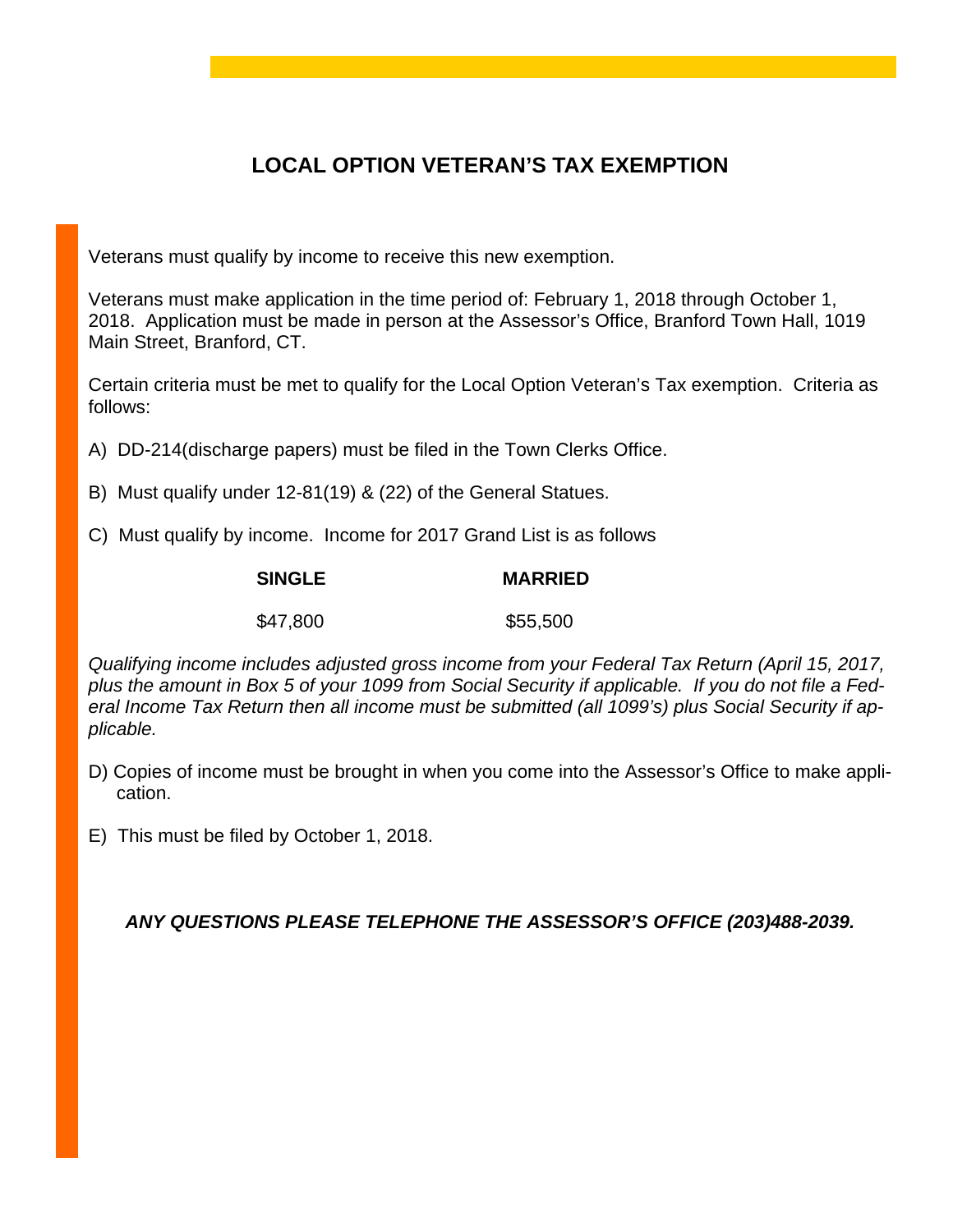# LOCAL OPTION VETERAN'S TAX EXEMPTION

Veterans must qualify by income to receive this new exemption.

Veterans must make application in the time period of: February 1, 2018 through October 1, 2018. Application must be made in person at the Assessor's Office, Branford Town Hall, 1019 Main Street, Branford, CT.

Certain criteria must be met to qualify for the Local Option Veteran's Tax exemption. Criteria as follows:

A) DD-214(discharge papers) must be filed in the Town Clerks Office.

B) Must qualify under 12-81(19) & (22) of the General Statues.

C) Must qualify by income. Income for 2017 Grand List is as follows

| SINGLE | MARRIED |
| --- | --- |
| $47,800 | $55,500 |

*Qualifying income includes adjusted gross income from your Federal Tax Return (April 15, 2017, plus the amount in Box 5 of your 1099 from Social Security if applicable. If you do not file a Federal Income Tax Return then all income must be submitted (all 1099's) plus Social Security if applicable.*

D) Copies of income must be brought in when you come into the Assessor's Office to make application.

E) This must be filed by October 1, 2018.

***ANY QUESTIONS PLEASE TELEPHONE THE ASSESSOR'S OFFICE (203)488-2039.***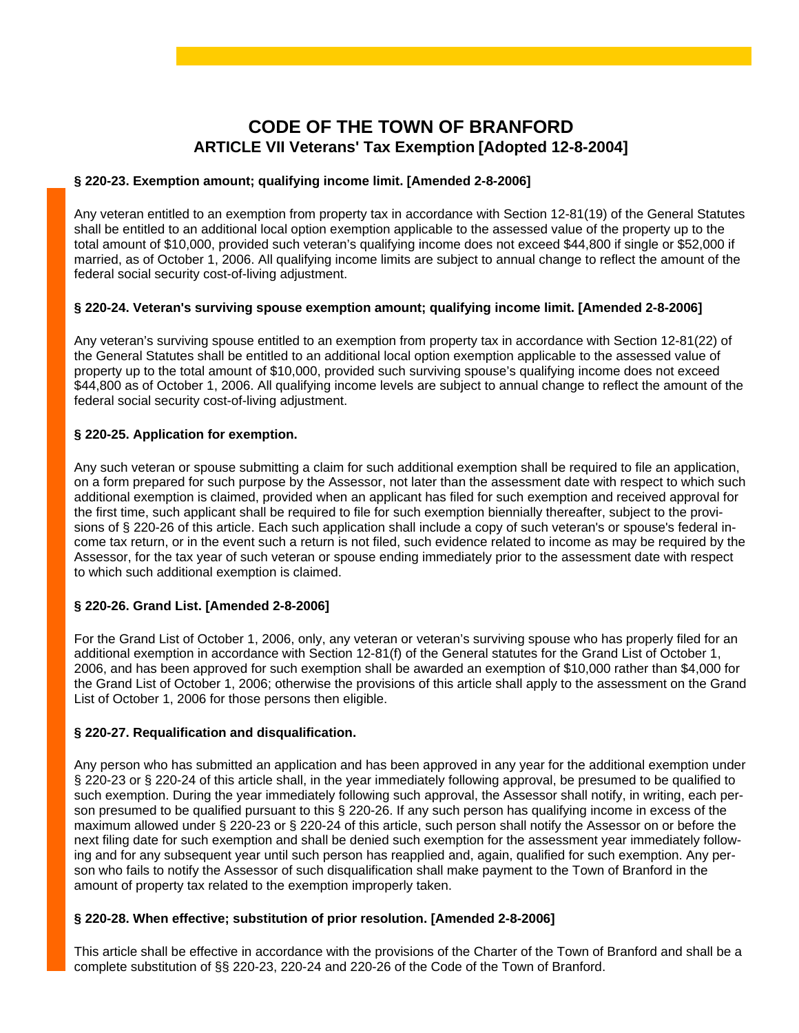# CODE OF THE TOWN OF BRANFORD

## ARTICLE VII Veterans' Tax Exemption [Adopted 12-8-2004]

### § 220-23. Exemption amount; qualifying income limit. [Amended 2-8-2006]

Any veteran entitled to an exemption from property tax in accordance with Section 12-81(19) of the General Statutes shall be entitled to an additional local option exemption applicable to the assessed value of the property up to the total amount of $10,000, provided such veteran's qualifying income does not exceed $44,800 if single or $52,000 if married, as of October 1, 2006. All qualifying income limits are subject to annual change to reflect the amount of the federal social security cost-of-living adjustment.

### § 220-24. Veteran's surviving spouse exemption amount; qualifying income limit. [Amended 2-8-2006]

Any veteran's surviving spouse entitled to an exemption from property tax in accordance with Section 12-81(22) of the General Statutes shall be entitled to an additional local option exemption applicable to the assessed value of property up to the total amount of $10,000, provided such surviving spouse's qualifying income does not exceed $44,800 as of October 1, 2006. All qualifying income levels are subject to annual change to reflect the amount of the federal social security cost-of-living adjustment.

### § 220-25. Application for exemption.

Any such veteran or spouse submitting a claim for such additional exemption shall be required to file an application, on a form prepared for such purpose by the Assessor, not later than the assessment date with respect to which such additional exemption is claimed, provided when an applicant has filed for such exemption and received approval for the first time, such applicant shall be required to file for such exemption biennially thereafter, subject to the provisions of § 220-26 of this article. Each such application shall include a copy of such veteran's or spouse's federal income tax return, or in the event such a return is not filed, such evidence related to income as may be required by the Assessor, for the tax year of such veteran or spouse ending immediately prior to the assessment date with respect to which such additional exemption is claimed.

### § 220-26. Grand List. [Amended 2-8-2006]

For the Grand List of October 1, 2006, only, any veteran or veteran's surviving spouse who has properly filed for an additional exemption in accordance with Section 12-81(f) of the General statutes for the Grand List of October 1, 2006, and has been approved for such exemption shall be awarded an exemption of $10,000 rather than $4,000 for the Grand List of October 1, 2006; otherwise the provisions of this article shall apply to the assessment on the Grand List of October 1, 2006 for those persons then eligible.

### § 220-27. Requalification and disqualification.

Any person who has submitted an application and has been approved in any year for the additional exemption under § 220-23 or § 220-24 of this article shall, in the year immediately following approval, be presumed to be qualified to such exemption. During the year immediately following such approval, the Assessor shall notify, in writing, each person presumed to be qualified pursuant to this § 220-26. If any such person has qualifying income in excess of the maximum allowed under § 220-23 or § 220-24 of this article, such person shall notify the Assessor on or before the next filing date for such exemption and shall be denied such exemption for the assessment year immediately following and for any subsequent year until such person has reapplied and, again, qualified for such exemption. Any person who fails to notify the Assessor of such disqualification shall make payment to the Town of Branford in the amount of property tax related to the exemption improperly taken.

### § 220-28. When effective; substitution of prior resolution. [Amended 2-8-2006]

This article shall be effective in accordance with the provisions of the Charter of the Town of Branford and shall be a complete substitution of §§ 220-23, 220-24 and 220-26 of the Code of the Town of Branford.